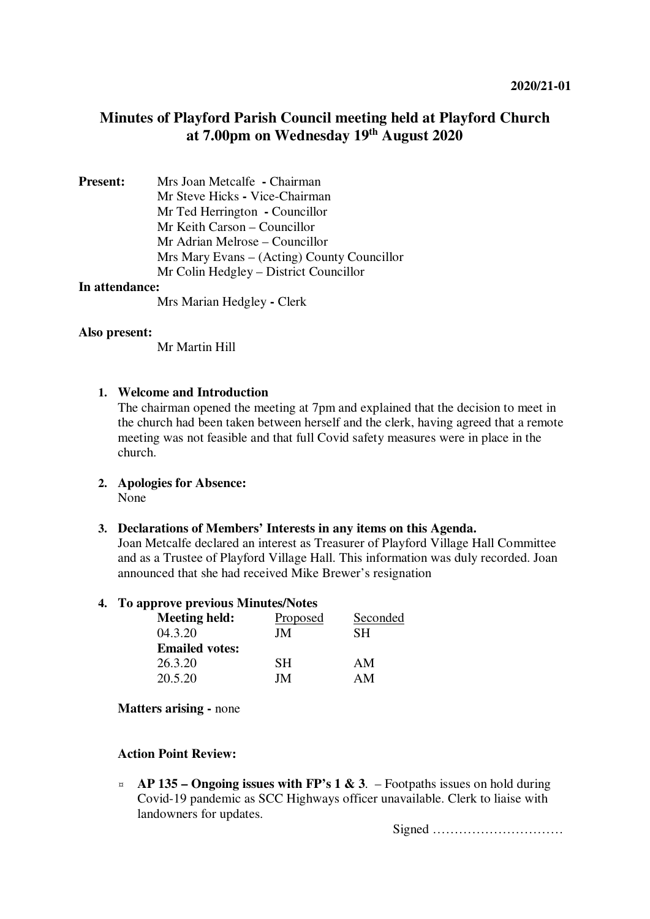2020/21-01

# Minutes of Playford Parish Council meeting held at Playford Church at 7.00pm on Wednesday 19th August 2020

**Present:**
Mrs Joan Metcalfe **-** Chairman
Mr Steve Hicks **-** Vice-Chairman
Mr Ted Herrington **-** Councillor
Mr Keith Carson – Councillor
Mr Adrian Melrose – Councillor
Mrs Mary Evans – (Acting) County Councillor
Mr Colin Hedgley – District Councillor

**In attendance:**
Mrs Marian Hedgley **-** Clerk

**Also present:**
Mr Martin Hill

1. **Welcome and Introduction**
   The chairman opened the meeting at 7pm and explained that the decision to meet in the church had been taken between herself and the clerk, having agreed that a remote meeting was not feasible and that full Covid safety measures were in place in the church.

2. **Apologies for Absence:**
   None

3. **Declarations of Members' Interests in any items on this Agenda.**
   Joan Metcalfe declared an interest as Treasurer of Playford Village Hall Committee and as a Trustee of Playford Village Hall. This information was duly recorded. Joan announced that she had received Mike Brewer's resignation

4. **To approve previous Minutes/Notes**

| **Meeting held:** | Proposed | Seconded |
|---|---|---|
| 04.3.20 | JM | SH |
| **Emailed votes:** | | |
| 26.3.20 | SH | AM |
| 20.5.20 | JM | AM |

   **Matters arising -** none

   **Action Point Review:**

   - **AP 135 – Ongoing issues with FP's 1 & 3**. – Footpaths issues on hold during Covid-19 pandemic as SCC Highways officer unavailable. Clerk to liaise with landowners for updates.

Signed …………………………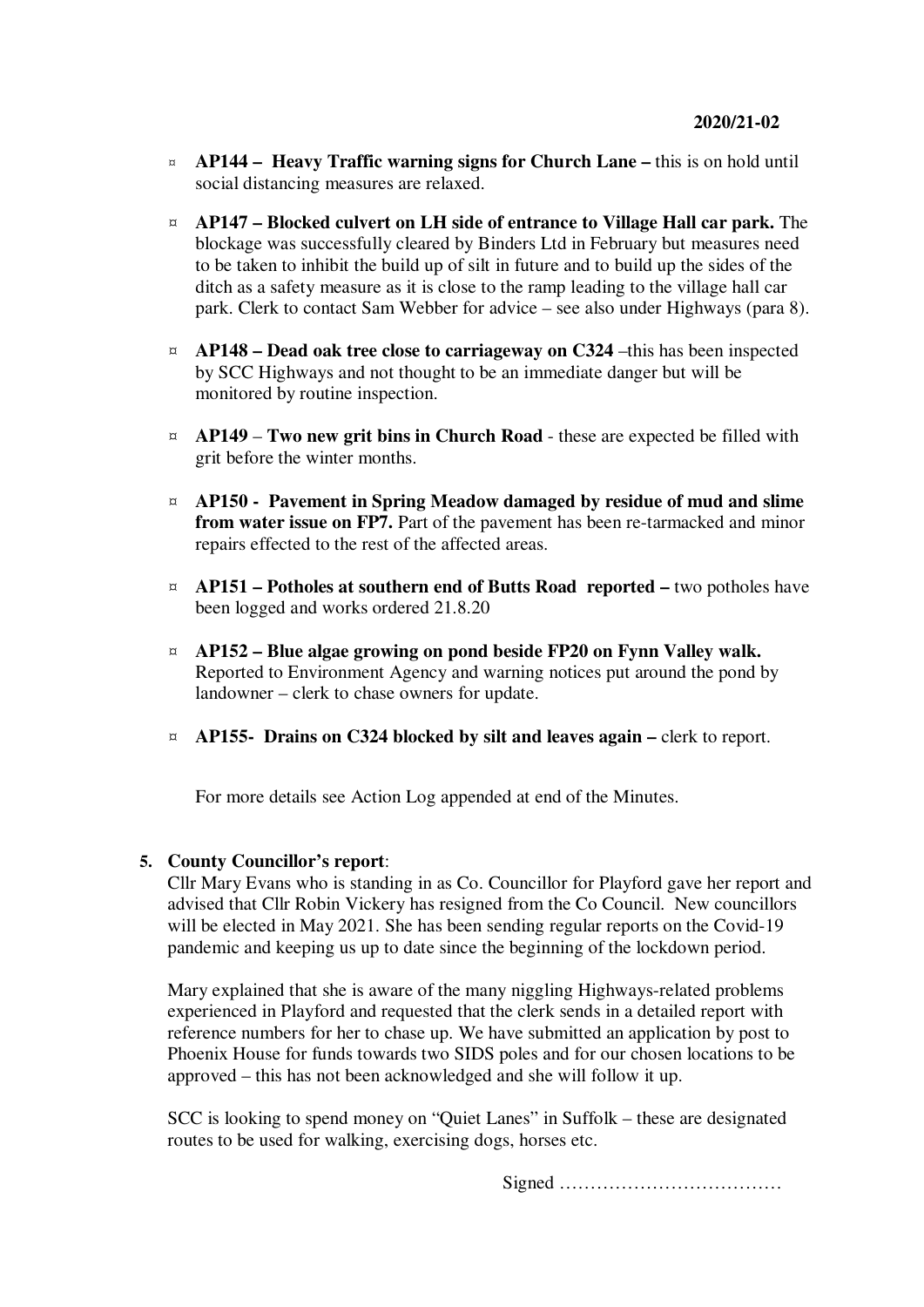**2020/21-02**

- **AP144 – Heavy Traffic warning signs for Church Lane –** this is on hold until social distancing measures are relaxed.
- **AP147 – Blocked culvert on LH side of entrance to Village Hall car park.** The blockage was successfully cleared by Binders Ltd in February but measures need to be taken to inhibit the build up of silt in future and to build up the sides of the ditch as a safety measure as it is close to the ramp leading to the village hall car park. Clerk to contact Sam Webber for advice – see also under Highways (para 8).
- **AP148 – Dead oak tree close to carriageway on C324** –this has been inspected by SCC Highways and not thought to be an immediate danger but will be monitored by routine inspection.
- **AP149** – **Two new grit bins in Church Road** - these are expected be filled with grit before the winter months.
- **AP150 - Pavement in Spring Meadow damaged by residue of mud and slime from water issue on FP7.** Part of the pavement has been re-tarmacked and minor repairs effected to the rest of the affected areas.
- **AP151 – Potholes at southern end of Butts Road reported –** two potholes have been logged and works ordered 21.8.20
- **AP152 – Blue algae growing on pond beside FP20 on Fynn Valley walk.** Reported to Environment Agency and warning notices put around the pond by landowner – clerk to chase owners for update.
- **AP155- Drains on C324 blocked by silt and leaves again –** clerk to report.

For more details see Action Log appended at end of the Minutes.

**5. County Councillor's report**:

Cllr Mary Evans who is standing in as Co. Councillor for Playford gave her report and advised that Cllr Robin Vickery has resigned from the Co Council. New councillors will be elected in May 2021. She has been sending regular reports on the Covid-19 pandemic and keeping us up to date since the beginning of the lockdown period.

Mary explained that she is aware of the many niggling Highways-related problems experienced in Playford and requested that the clerk sends in a detailed report with reference numbers for her to chase up. We have submitted an application by post to Phoenix House for funds towards two SIDS poles and for our chosen locations to be approved – this has not been acknowledged and she will follow it up.

SCC is looking to spend money on "Quiet Lanes" in Suffolk – these are designated routes to be used for walking, exercising dogs, horses etc.

Signed ………………………………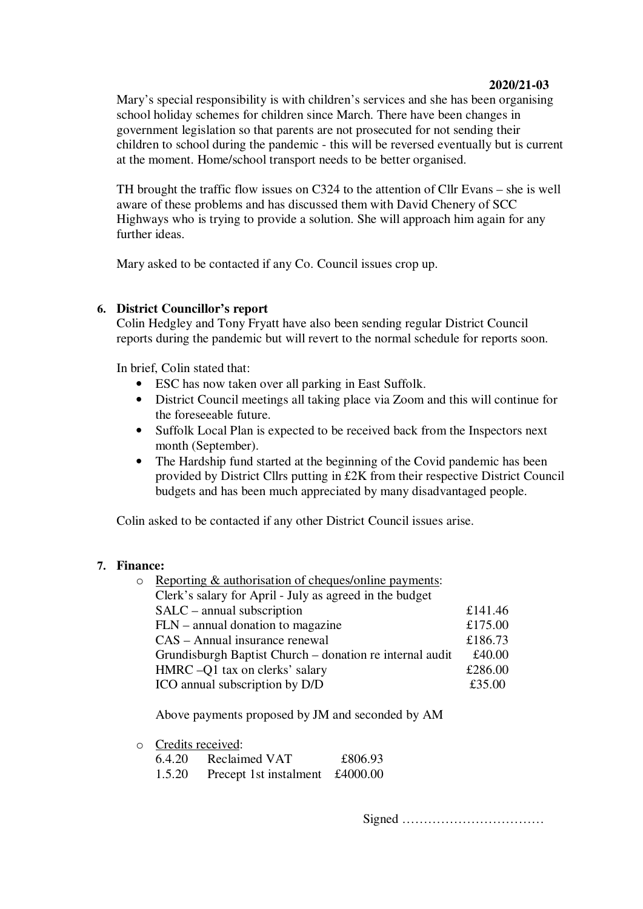Mary's special responsibility is with children's services and she has been organising school holiday schemes for children since March. There have been changes in government legislation so that parents are not prosecuted for not sending their children to school during the pandemic - this will be reversed eventually but is current at the moment. Home/school transport needs to be better organised.

TH brought the traffic flow issues on C324 to the attention of Cllr Evans – she is well aware of these problems and has discussed them with David Chenery of SCC Highways who is trying to provide a solution. She will approach him again for any further ideas.

Mary asked to be contacted if any Co. Council issues crop up.

**6. District Councillor's report**

Colin Hedgley and Tony Fryatt have also been sending regular District Council reports during the pandemic but will revert to the normal schedule for reports soon.

In brief, Colin stated that:

- ESC has now taken over all parking in East Suffolk.
- District Council meetings all taking place via Zoom and this will continue for the foreseeable future.
- Suffolk Local Plan is expected to be received back from the Inspectors next month (September).
- The Hardship fund started at the beginning of the Covid pandemic has been provided by District Cllrs putting in £2K from their respective District Council budgets and has been much appreciated by many disadvantaged people.

Colin asked to be contacted if any other District Council issues arise.

**7. Finance:**

- Reporting & authorisation of cheques/online payments:

| | |
|---|---|
| Clerk's salary for April - July as agreed in the budget | |
| SALC – annual subscription | £141.46 |
| FLN – annual donation to magazine | £175.00 |
| CAS – Annual insurance renewal | £186.73 |
| Grundisburgh Baptist Church – donation re internal audit | £40.00 |
| HMRC –Q1 tax on clerks' salary | £286.00 |
| ICO annual subscription by D/D | £35.00 |

Above payments proposed by JM and seconded by AM

- Credits received:

| | | |
|---|---|---|
| 6.4.20 | Reclaimed VAT | £806.93 |
| 1.5.20 | Precept 1st instalment | £4000.00 |

Signed ……………………………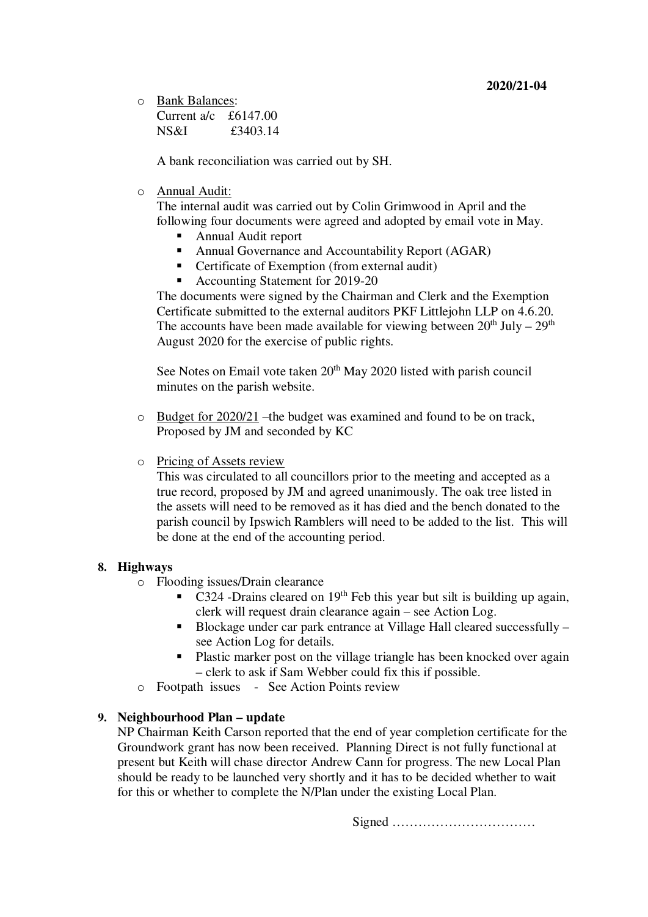- Bank Balances:
  Current a/c £6147.00
  NS&I £3403.14

  A bank reconciliation was carried out by SH.

- Annual Audit:
  The internal audit was carried out by Colin Grimwood in April and the following four documents were agreed and adopted by email vote in May.
  - Annual Audit report
  - Annual Governance and Accountability Report (AGAR)
  - Certificate of Exemption (from external audit)
  - Accounting Statement for 2019-20

  The documents were signed by the Chairman and Clerk and the Exemption Certificate submitted to the external auditors PKF Littlejohn LLP on 4.6.20. The accounts have been made available for viewing between 20th July – 29th August 2020 for the exercise of public rights.

  See Notes on Email vote taken 20th May 2020 listed with parish council minutes on the parish website.

- Budget for 2020/21 –the budget was examined and found to be on track, Proposed by JM and seconded by KC

- Pricing of Assets review
  This was circulated to all councillors prior to the meeting and accepted as a true record, proposed by JM and agreed unanimously. The oak tree listed in the assets will need to be removed as it has died and the bench donated to the parish council by Ipswich Ramblers will need to be added to the list. This will be done at the end of the accounting period.

**8. Highways**

- Flooding issues/Drain clearance
  - C324 -Drains cleared on 19th Feb this year but silt is building up again, clerk will request drain clearance again – see Action Log.
  - Blockage under car park entrance at Village Hall cleared successfully – see Action Log for details.
  - Plastic marker post on the village triangle has been knocked over again – clerk to ask if Sam Webber could fix this if possible.
- Footpath issues - See Action Points review

**9. Neighbourhood Plan – update**

NP Chairman Keith Carson reported that the end of year completion certificate for the Groundwork grant has now been received. Planning Direct is not fully functional at present but Keith will chase director Andrew Cann for progress. The new Local Plan should be ready to be launched very shortly and it has to be decided whether to wait for this or whether to complete the N/Plan under the existing Local Plan.

Signed ……………………………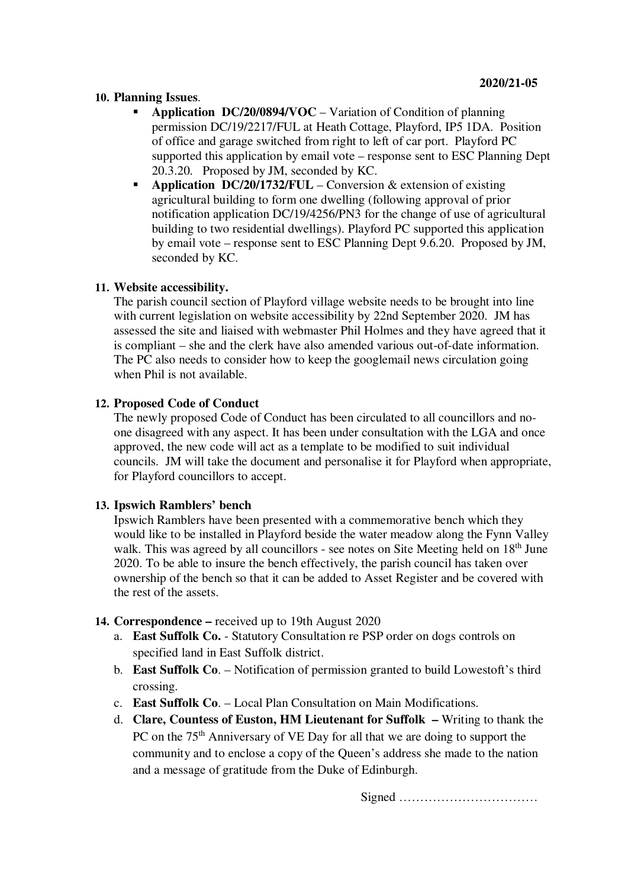2020/21-05

**10. Planning Issues**.

- **Application DC/20/0894/VOC** – Variation of Condition of planning permission DC/19/2217/FUL at Heath Cottage, Playford, IP5 1DA. Position of office and garage switched from right to left of car port. Playford PC supported this application by email vote – response sent to ESC Planning Dept 20.3.20. Proposed by JM, seconded by KC.
- **Application DC/20/1732/FUL** – Conversion & extension of existing agricultural building to form one dwelling (following approval of prior notification application DC/19/4256/PN3 for the change of use of agricultural building to two residential dwellings). Playford PC supported this application by email vote – response sent to ESC Planning Dept 9.6.20. Proposed by JM, seconded by KC.

**11. Website accessibility.**

The parish council section of Playford village website needs to be brought into line with current legislation on website accessibility by 22nd September 2020. JM has assessed the site and liaised with webmaster Phil Holmes and they have agreed that it is compliant – she and the clerk have also amended various out-of-date information. The PC also needs to consider how to keep the googlemail news circulation going when Phil is not available.

**12. Proposed Code of Conduct**

The newly proposed Code of Conduct has been circulated to all councillors and no-one disagreed with any aspect. It has been under consultation with the LGA and once approved, the new code will act as a template to be modified to suit individual councils. JM will take the document and personalise it for Playford when appropriate, for Playford councillors to accept.

**13. Ipswich Ramblers' bench**

Ipswich Ramblers have been presented with a commemorative bench which they would like to be installed in Playford beside the water meadow along the Fynn Valley walk. This was agreed by all councillors - see notes on Site Meeting held on 18th June 2020. To be able to insure the bench effectively, the parish council has taken over ownership of the bench so that it can be added to Asset Register and be covered with the rest of the assets.

**14. Correspondence –** received up to 19th August 2020

a. **East Suffolk Co.** - Statutory Consultation re PSP order on dogs controls on specified land in East Suffolk district.
b. **East Suffolk Co**. – Notification of permission granted to build Lowestoft's third crossing.
c. **East Suffolk Co**. – Local Plan Consultation on Main Modifications.
d. **Clare, Countess of Euston, HM Lieutenant for Suffolk –** Writing to thank the PC on the 75th Anniversary of VE Day for all that we are doing to support the community and to enclose a copy of the Queen's address she made to the nation and a message of gratitude from the Duke of Edinburgh.

Signed ……………………………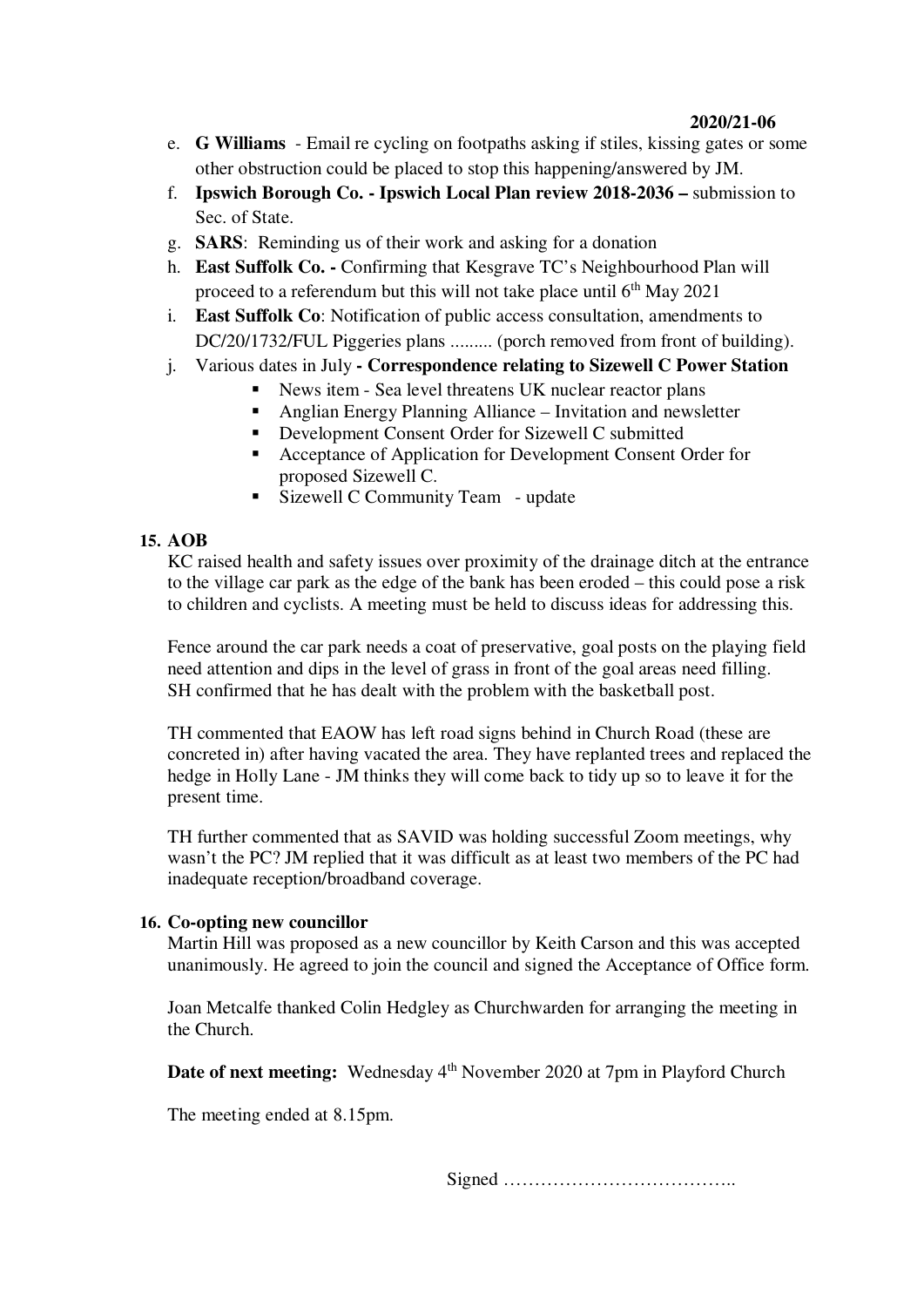2020/21-06

e. **G Williams** - Email re cycling on footpaths asking if stiles, kissing gates or some other obstruction could be placed to stop this happening/answered by JM.
f. **Ipswich Borough Co. - Ipswich Local Plan review 2018-2036 –** submission to Sec. of State.
g. **SARS**: Reminding us of their work and asking for a donation
h. **East Suffolk Co. -** Confirming that Kesgrave TC's Neighbourhood Plan will proceed to a referendum but this will not take place until 6th May 2021
i. **East Suffolk Co**: Notification of public access consultation, amendments to DC/20/1732/FUL Piggeries plans ......... (porch removed from front of building).
j. Various dates in July **- Correspondence relating to Sizewell C Power Station**
   - News item - Sea level threatens UK nuclear reactor plans
   - Anglian Energy Planning Alliance – Invitation and newsletter
   - Development Consent Order for Sizewell C submitted
   - Acceptance of Application for Development Consent Order for proposed Sizewell C.
   - Sizewell C Community Team - update

**15. AOB**

KC raised health and safety issues over proximity of the drainage ditch at the entrance to the village car park as the edge of the bank has been eroded – this could pose a risk to children and cyclists. A meeting must be held to discuss ideas for addressing this.

Fence around the car park needs a coat of preservative, goal posts on the playing field need attention and dips in the level of grass in front of the goal areas need filling. SH confirmed that he has dealt with the problem with the basketball post.

TH commented that EAOW has left road signs behind in Church Road (these are concreted in) after having vacated the area. They have replanted trees and replaced the hedge in Holly Lane - JM thinks they will come back to tidy up so to leave it for the present time.

TH further commented that as SAVID was holding successful Zoom meetings, why wasn't the PC? JM replied that it was difficult as at least two members of the PC had inadequate reception/broadband coverage.

**16. Co-opting new councillor**

Martin Hill was proposed as a new councillor by Keith Carson and this was accepted unanimously. He agreed to join the council and signed the Acceptance of Office form.

Joan Metcalfe thanked Colin Hedgley as Churchwarden for arranging the meeting in the Church.

**Date of next meeting:** Wednesday 4th November 2020 at 7pm in Playford Church

The meeting ended at 8.15pm.

Signed ………………………………..